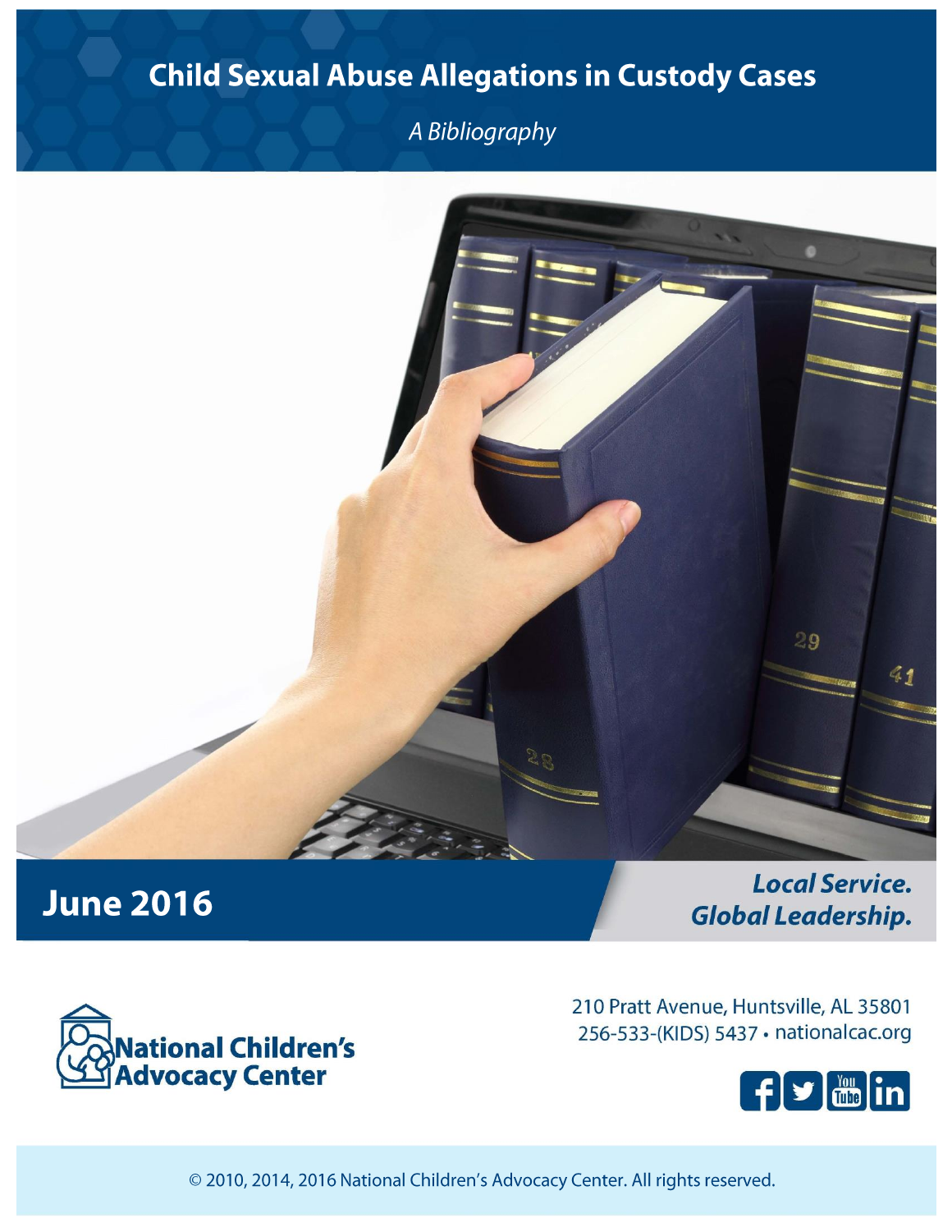# Child Sexual Abuse Allegations in Custody Cases

*A Bibliography*

## June 2016

***Local Service. Global Leadership.***

National Children's Advocacy Center

210 Pratt Avenue, Huntsville, AL 35801
256-533-(KIDS) 5437 • nationalcac.org

© 2010, 2014, 2016 National Children's Advocacy Center. All rights reserved.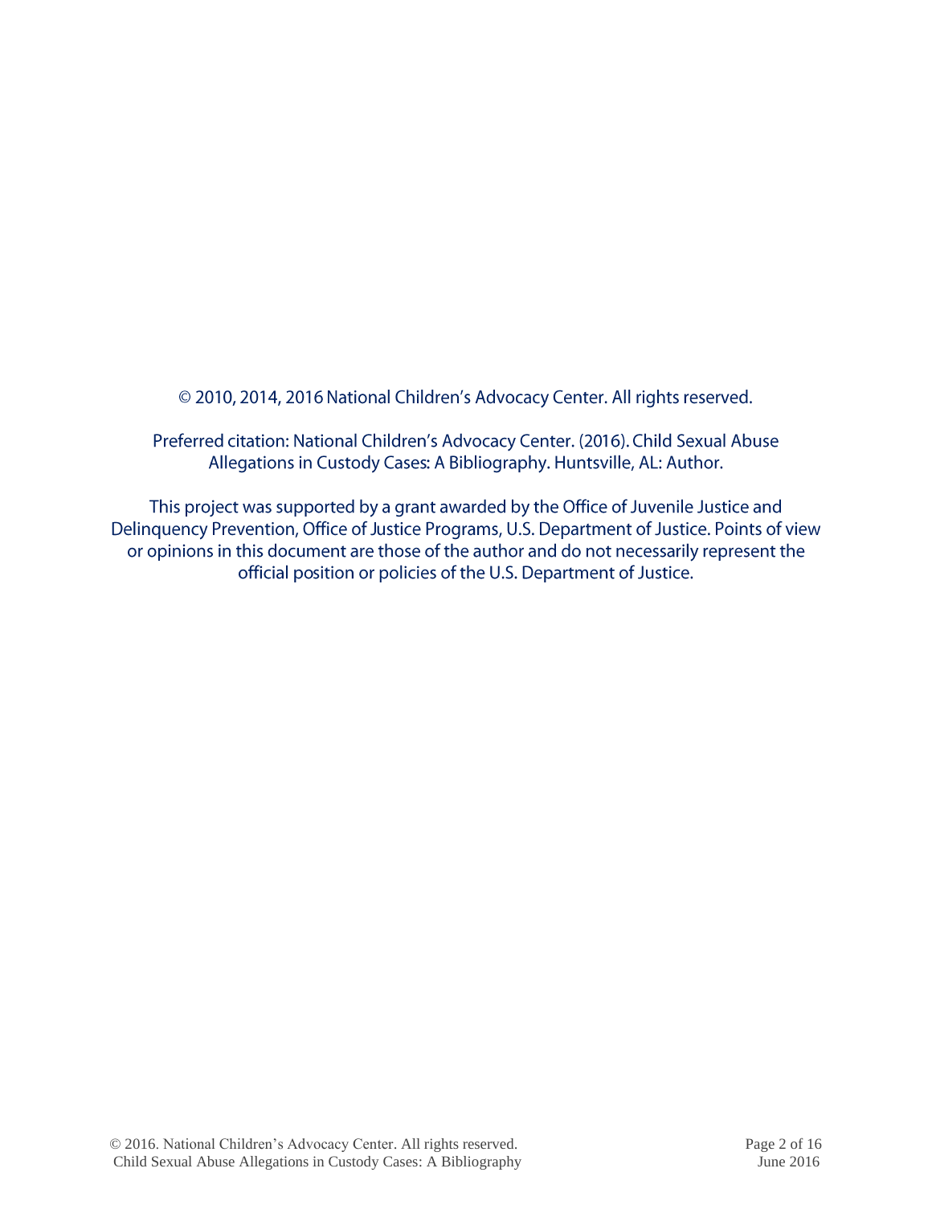© 2010, 2014, 2016 National Children's Advocacy Center. All rights reserved.

Preferred citation: National Children's Advocacy Center. (2016). Child Sexual Abuse Allegations in Custody Cases: A Bibliography. Huntsville, AL: Author.

This project was supported by a grant awarded by the Office of Juvenile Justice and Delinquency Prevention, Office of Justice Programs, U.S. Department of Justice. Points of view or opinions in this document are those of the author and do not necessarily represent the official position or policies of the U.S. Department of Justice.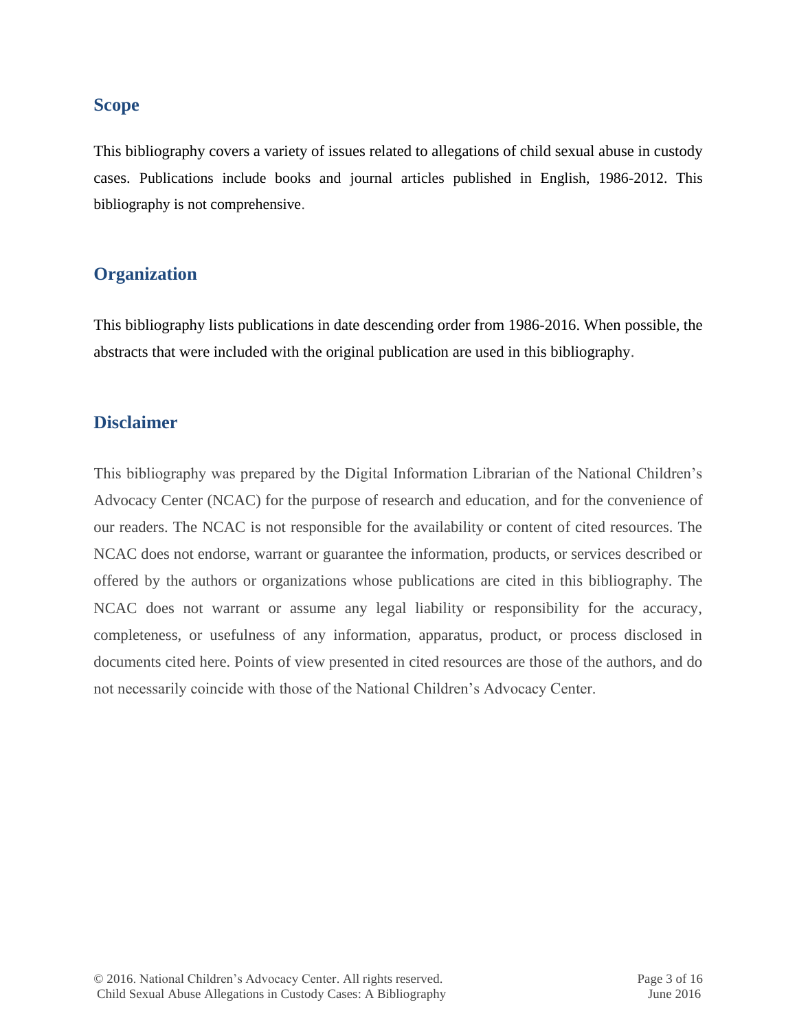## Scope

This bibliography covers a variety of issues related to allegations of child sexual abuse in custody cases. Publications include books and journal articles published in English, 1986-2012. This bibliography is not comprehensive.

## Organization

This bibliography lists publications in date descending order from 1986-2016. When possible, the abstracts that were included with the original publication are used in this bibliography.

## Disclaimer

This bibliography was prepared by the Digital Information Librarian of the National Children's Advocacy Center (NCAC) for the purpose of research and education, and for the convenience of our readers. The NCAC is not responsible for the availability or content of cited resources. The NCAC does not endorse, warrant or guarantee the information, products, or services described or offered by the authors or organizations whose publications are cited in this bibliography. The NCAC does not warrant or assume any legal liability or responsibility for the accuracy, completeness, or usefulness of any information, apparatus, product, or process disclosed in documents cited here. Points of view presented in cited resources are those of the authors, and do not necessarily coincide with those of the National Children's Advocacy Center.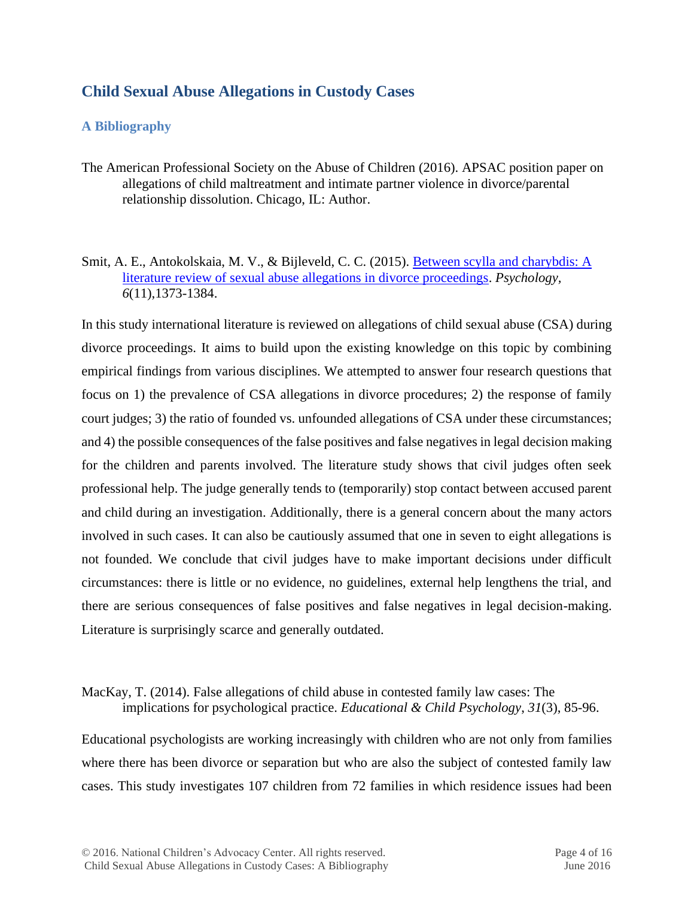## Child Sexual Abuse Allegations in Custody Cases

### A Bibliography

The American Professional Society on the Abuse of Children (2016). APSAC position paper on allegations of child maltreatment and intimate partner violence in divorce/parental relationship dissolution. Chicago, IL: Author.

Smit, A. E., Antokolskaia, M. V., & Bijleveld, C. C. (2015). [Between scylla and charybdis: A literature review of sexual abuse allegations in divorce proceedings](). *Psychology, 6*(11),1373-1384.

In this study international literature is reviewed on allegations of child sexual abuse (CSA) during divorce proceedings. It aims to build upon the existing knowledge on this topic by combining empirical findings from various disciplines. We attempted to answer four research questions that focus on 1) the prevalence of CSA allegations in divorce procedures; 2) the response of family court judges; 3) the ratio of founded vs. unfounded allegations of CSA under these circumstances; and 4) the possible consequences of the false positives and false negatives in legal decision making for the children and parents involved. The literature study shows that civil judges often seek professional help. The judge generally tends to (temporarily) stop contact between accused parent and child during an investigation. Additionally, there is a general concern about the many actors involved in such cases. It can also be cautiously assumed that one in seven to eight allegations is not founded. We conclude that civil judges have to make important decisions under difficult circumstances: there is little or no evidence, no guidelines, external help lengthens the trial, and there are serious consequences of false positives and false negatives in legal decision-making. Literature is surprisingly scarce and generally outdated.

MacKay, T. (2014). False allegations of child abuse in contested family law cases: The implications for psychological practice. *Educational & Child Psychology*, *31*(3), 85-96.

Educational psychologists are working increasingly with children who are not only from families where there has been divorce or separation but who are also the subject of contested family law cases. This study investigates 107 children from 72 families in which residence issues had been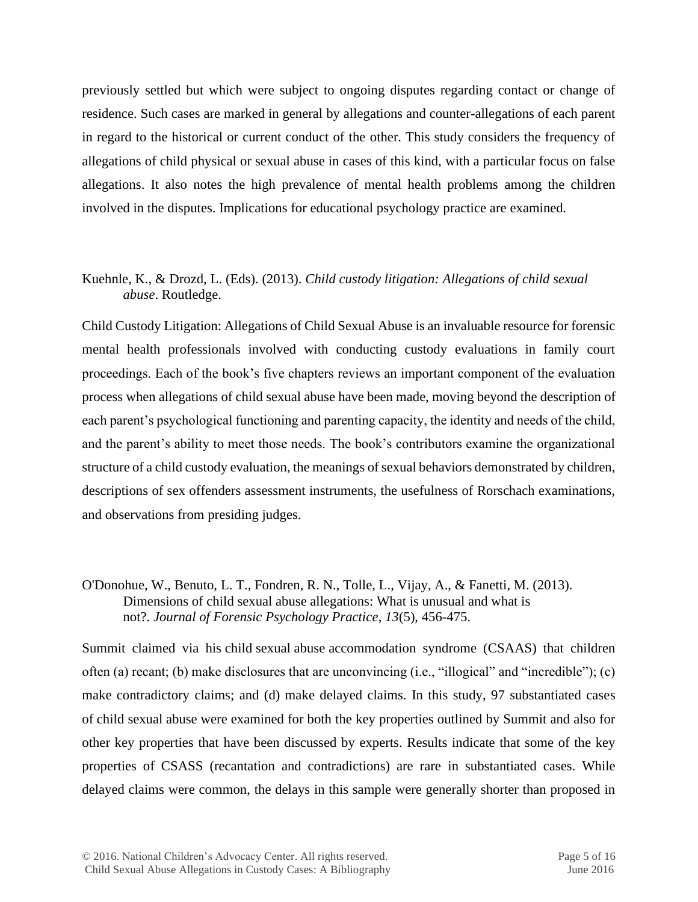previously settled but which were subject to ongoing disputes regarding contact or change of residence. Such cases are marked in general by allegations and counter-allegations of each parent in regard to the historical or current conduct of the other. This study considers the frequency of allegations of child physical or sexual abuse in cases of this kind, with a particular focus on false allegations. It also notes the high prevalence of mental health problems among the children involved in the disputes. Implications for educational psychology practice are examined.

Kuehnle, K., & Drozd, L. (Eds). (2013). *Child custody litigation: Allegations of child sexual abuse*. Routledge.

Child Custody Litigation: Allegations of Child Sexual Abuse is an invaluable resource for forensic mental health professionals involved with conducting custody evaluations in family court proceedings. Each of the book's five chapters reviews an important component of the evaluation process when allegations of child sexual abuse have been made, moving beyond the description of each parent's psychological functioning and parenting capacity, the identity and needs of the child, and the parent's ability to meet those needs. The book's contributors examine the organizational structure of a child custody evaluation, the meanings of sexual behaviors demonstrated by children, descriptions of sex offenders assessment instruments, the usefulness of Rorschach examinations, and observations from presiding judges.

O'Donohue, W., Benuto, L. T., Fondren, R. N., Tolle, L., Vijay, A., & Fanetti, M. (2013). Dimensions of child sexual abuse allegations: What is unusual and what is not?. *Journal of Forensic Psychology Practice*, *13*(5), 456-475.

Summit claimed via his child sexual abuse accommodation syndrome (CSAAS) that children often (a) recant; (b) make disclosures that are unconvincing (i.e., "illogical" and "incredible"); (c) make contradictory claims; and (d) make delayed claims. In this study, 97 substantiated cases of child sexual abuse were examined for both the key properties outlined by Summit and also for other key properties that have been discussed by experts. Results indicate that some of the key properties of CSASS (recantation and contradictions) are rare in substantiated cases. While delayed claims were common, the delays in this sample were generally shorter than proposed in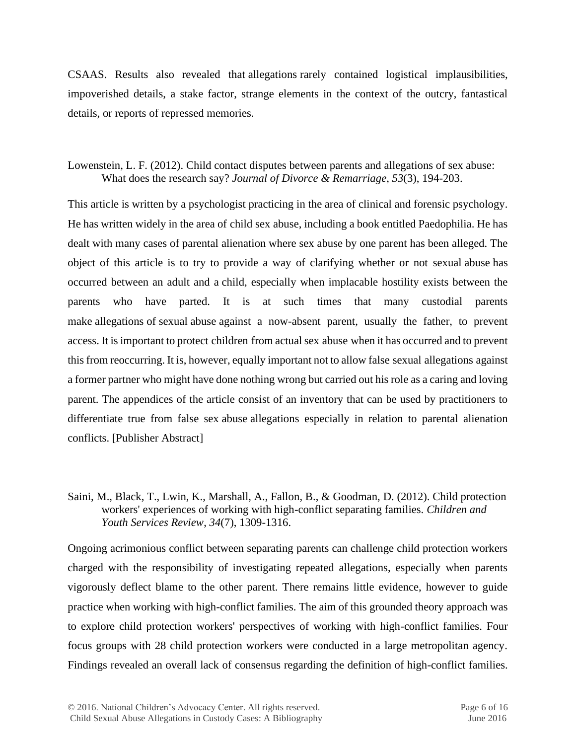CSAAS. Results also revealed that allegations rarely contained logistical implausibilities, impoverished details, a stake factor, strange elements in the context of the outcry, fantastical details, or reports of repressed memories.

Lowenstein, L. F. (2012). Child contact disputes between parents and allegations of sex abuse: What does the research say? *Journal of Divorce & Remarriage*, *53*(3), 194-203.

This article is written by a psychologist practicing in the area of clinical and forensic psychology. He has written widely in the area of child sex abuse, including a book entitled Paedophilia. He has dealt with many cases of parental alienation where sex abuse by one parent has been alleged. The object of this article is to try to provide a way of clarifying whether or not sexual abuse has occurred between an adult and a child, especially when implacable hostility exists between the parents who have parted. It is at such times that many custodial parents make allegations of sexual abuse against a now-absent parent, usually the father, to prevent access. It is important to protect children from actual sex abuse when it has occurred and to prevent this from reoccurring. It is, however, equally important not to allow false sexual allegations against a former partner who might have done nothing wrong but carried out his role as a caring and loving parent. The appendices of the article consist of an inventory that can be used by practitioners to differentiate true from false sex abuse allegations especially in relation to parental alienation conflicts. [Publisher Abstract]

Saini, M., Black, T., Lwin, K., Marshall, A., Fallon, B., & Goodman, D. (2012). Child protection workers' experiences of working with high-conflict separating families. *Children and Youth Services Review*, *34*(7), 1309-1316.

Ongoing acrimonious conflict between separating parents can challenge child protection workers charged with the responsibility of investigating repeated allegations, especially when parents vigorously deflect blame to the other parent. There remains little evidence, however to guide practice when working with high-conflict families. The aim of this grounded theory approach was to explore child protection workers' perspectives of working with high-conflict families. Four focus groups with 28 child protection workers were conducted in a large metropolitan agency. Findings revealed an overall lack of consensus regarding the definition of high-conflict families.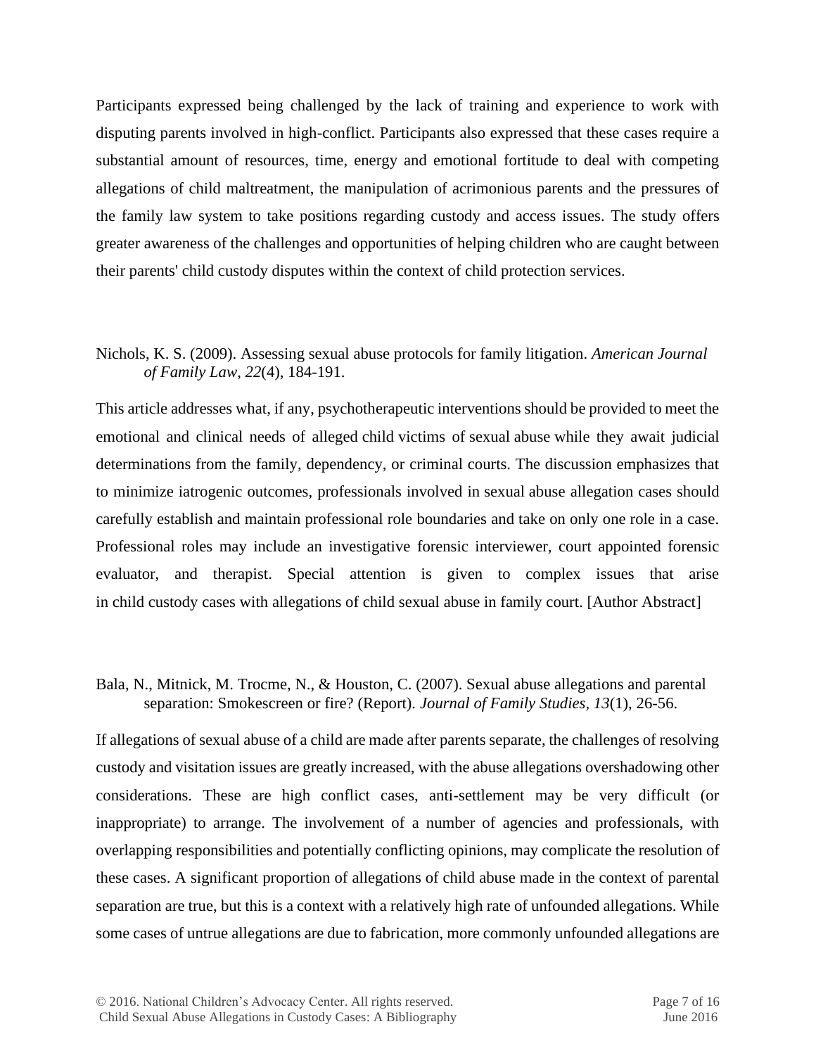Participants expressed being challenged by the lack of training and experience to work with disputing parents involved in high-conflict. Participants also expressed that these cases require a substantial amount of resources, time, energy and emotional fortitude to deal with competing allegations of child maltreatment, the manipulation of acrimonious parents and the pressures of the family law system to take positions regarding custody and access issues. The study offers greater awareness of the challenges and opportunities of helping children who are caught between their parents' child custody disputes within the context of child protection services.

Nichols, K. S. (2009). Assessing sexual abuse protocols for family litigation. *American Journal of Family Law*, *22*(4), 184-191.

This article addresses what, if any, psychotherapeutic interventions should be provided to meet the emotional and clinical needs of alleged child victims of sexual abuse while they await judicial determinations from the family, dependency, or criminal courts. The discussion emphasizes that to minimize iatrogenic outcomes, professionals involved in sexual abuse allegation cases should carefully establish and maintain professional role boundaries and take on only one role in a case. Professional roles may include an investigative forensic interviewer, court appointed forensic evaluator, and therapist. Special attention is given to complex issues that arise in child custody cases with allegations of child sexual abuse in family court. [Author Abstract]

Bala, N., Mitnick, M. Trocme, N., & Houston, C. (2007). Sexual abuse allegations and parental separation: Smokescreen or fire? (Report). *Journal of Family Studies*, *13*(1), 26-56.

If allegations of sexual abuse of a child are made after parents separate, the challenges of resolving custody and visitation issues are greatly increased, with the abuse allegations overshadowing other considerations. These are high conflict cases, anti-settlement may be very difficult (or inappropriate) to arrange. The involvement of a number of agencies and professionals, with overlapping responsibilities and potentially conflicting opinions, may complicate the resolution of these cases. A significant proportion of allegations of child abuse made in the context of parental separation are true, but this is a context with a relatively high rate of unfounded allegations. While some cases of untrue allegations are due to fabrication, more commonly unfounded allegations are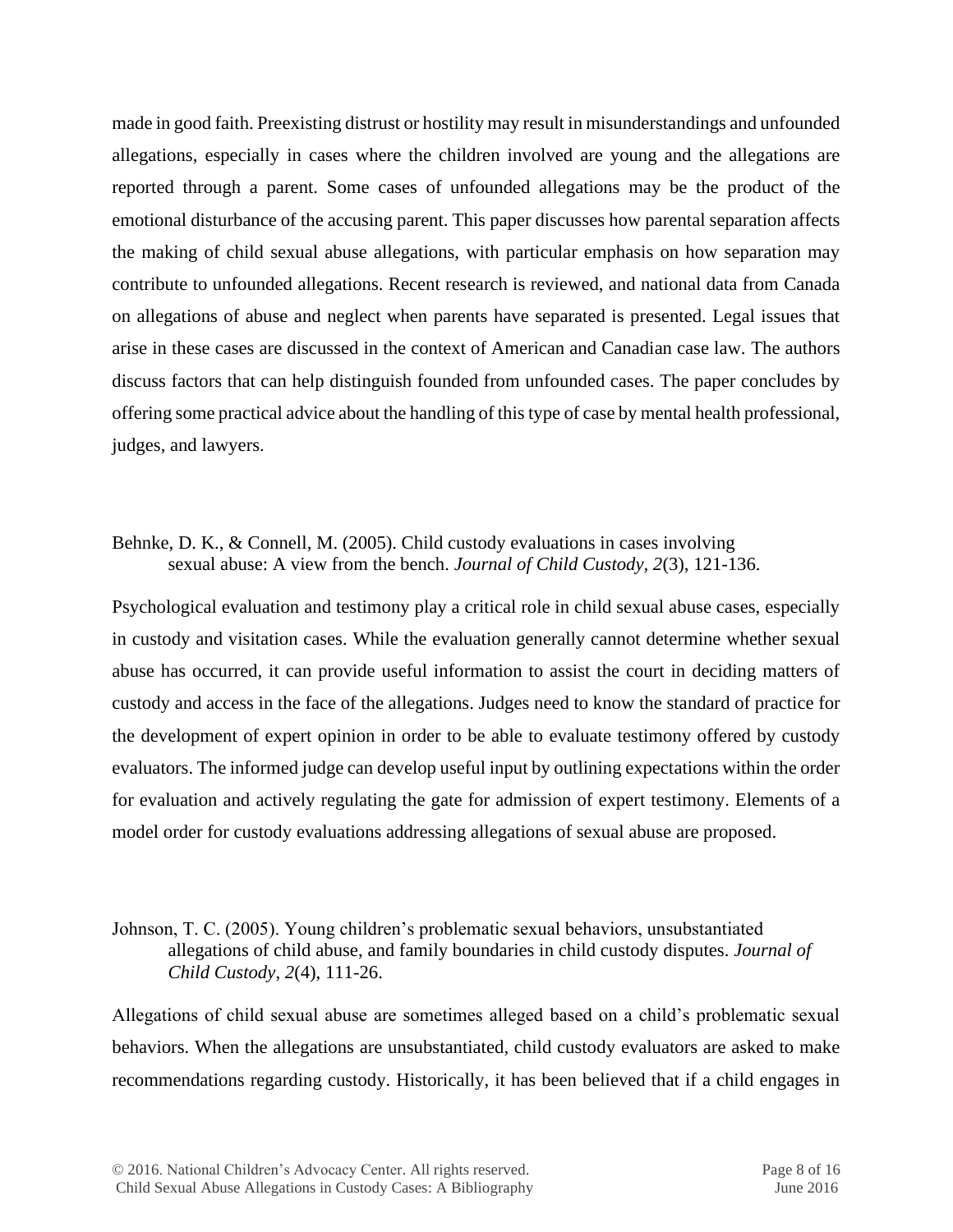made in good faith. Preexisting distrust or hostility may result in misunderstandings and unfounded allegations, especially in cases where the children involved are young and the allegations are reported through a parent. Some cases of unfounded allegations may be the product of the emotional disturbance of the accusing parent. This paper discusses how parental separation affects the making of child sexual abuse allegations, with particular emphasis on how separation may contribute to unfounded allegations. Recent research is reviewed, and national data from Canada on allegations of abuse and neglect when parents have separated is presented. Legal issues that arise in these cases are discussed in the context of American and Canadian case law. The authors discuss factors that can help distinguish founded from unfounded cases. The paper concludes by offering some practical advice about the handling of this type of case by mental health professional, judges, and lawyers.

Behnke, D. K., & Connell, M. (2005). Child custody evaluations in cases involving sexual abuse: A view from the bench. *Journal of Child Custody, 2*(3), 121-136.

Psychological evaluation and testimony play a critical role in child sexual abuse cases, especially in custody and visitation cases. While the evaluation generally cannot determine whether sexual abuse has occurred, it can provide useful information to assist the court in deciding matters of custody and access in the face of the allegations. Judges need to know the standard of practice for the development of expert opinion in order to be able to evaluate testimony offered by custody evaluators. The informed judge can develop useful input by outlining expectations within the order for evaluation and actively regulating the gate for admission of expert testimony. Elements of a model order for custody evaluations addressing allegations of sexual abuse are proposed.

Johnson, T. C. (2005). Young children's problematic sexual behaviors, unsubstantiated allegations of child abuse, and family boundaries in child custody disputes. *Journal of Child Custody, 2*(4), 111-26.

Allegations of child sexual abuse are sometimes alleged based on a child's problematic sexual behaviors. When the allegations are unsubstantiated, child custody evaluators are asked to make recommendations regarding custody. Historically, it has been believed that if a child engages in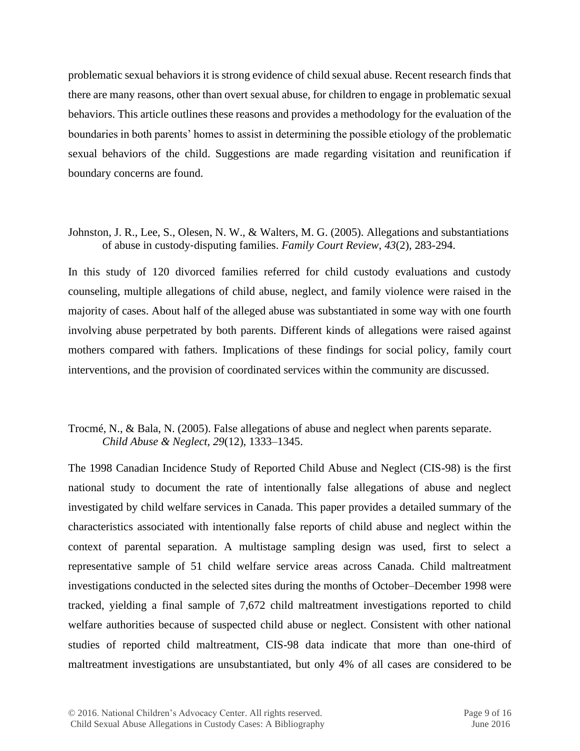problematic sexual behaviors it is strong evidence of child sexual abuse. Recent research finds that there are many reasons, other than overt sexual abuse, for children to engage in problematic sexual behaviors. This article outlines these reasons and provides a methodology for the evaluation of the boundaries in both parents' homes to assist in determining the possible etiology of the problematic sexual behaviors of the child. Suggestions are made regarding visitation and reunification if boundary concerns are found.

Johnston, J. R., Lee, S., Olesen, N. W., & Walters, M. G. (2005). Allegations and substantiations of abuse in custody-disputing families. *Family Court Review*, *43*(2), 283-294.

In this study of 120 divorced families referred for child custody evaluations and custody counseling, multiple allegations of child abuse, neglect, and family violence were raised in the majority of cases. About half of the alleged abuse was substantiated in some way with one fourth involving abuse perpetrated by both parents. Different kinds of allegations were raised against mothers compared with fathers. Implications of these findings for social policy, family court interventions, and the provision of coordinated services within the community are discussed.

Trocmé, N., & Bala, N. (2005). False allegations of abuse and neglect when parents separate. *Child Abuse & Neglect, 29*(12), 1333–1345.

The 1998 Canadian Incidence Study of Reported Child Abuse and Neglect (CIS-98) is the first national study to document the rate of intentionally false allegations of abuse and neglect investigated by child welfare services in Canada. This paper provides a detailed summary of the characteristics associated with intentionally false reports of child abuse and neglect within the context of parental separation. A multistage sampling design was used, first to select a representative sample of 51 child welfare service areas across Canada. Child maltreatment investigations conducted in the selected sites during the months of October–December 1998 were tracked, yielding a final sample of 7,672 child maltreatment investigations reported to child welfare authorities because of suspected child abuse or neglect. Consistent with other national studies of reported child maltreatment, CIS-98 data indicate that more than one-third of maltreatment investigations are unsubstantiated, but only 4% of all cases are considered to be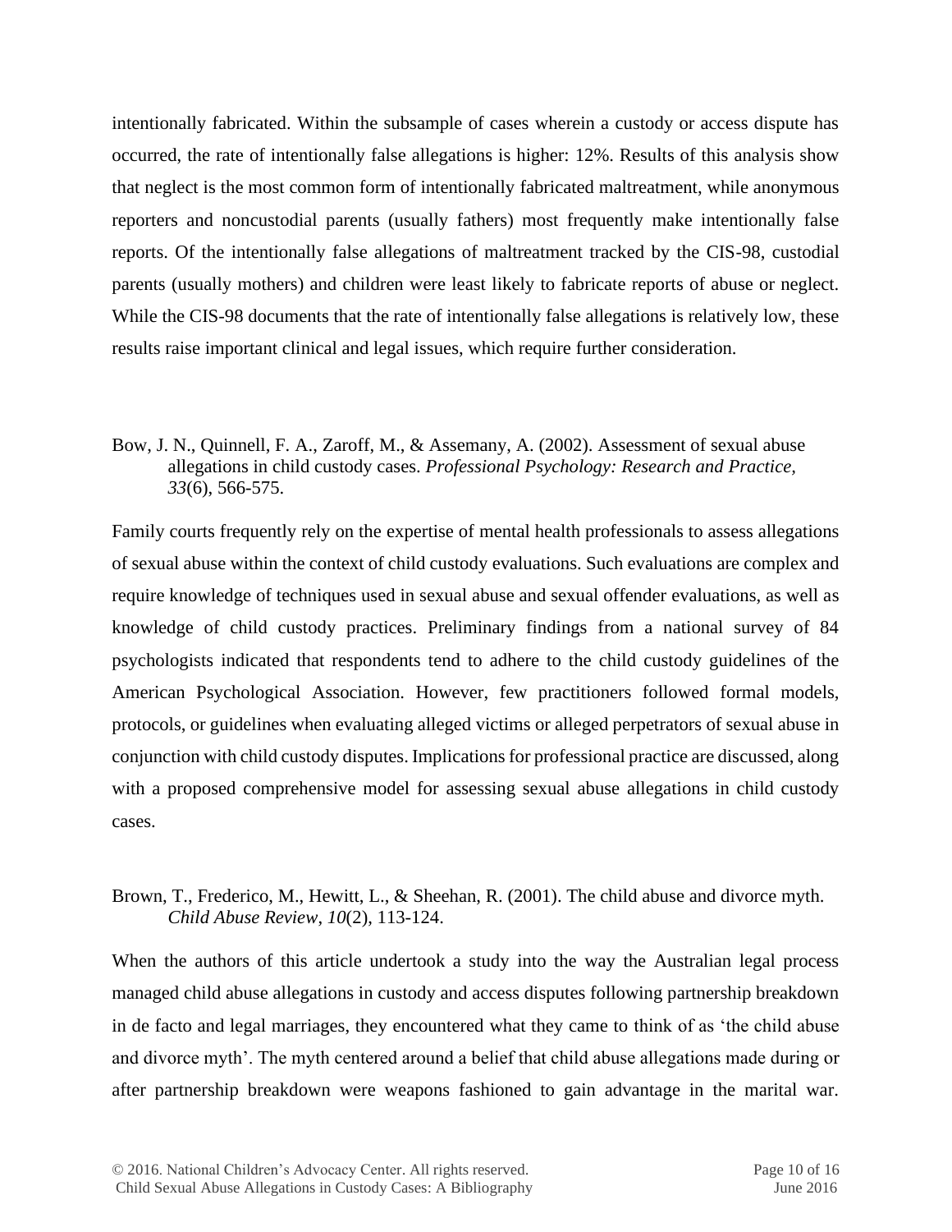intentionally fabricated. Within the subsample of cases wherein a custody or access dispute has occurred, the rate of intentionally false allegations is higher: 12%. Results of this analysis show that neglect is the most common form of intentionally fabricated maltreatment, while anonymous reporters and noncustodial parents (usually fathers) most frequently make intentionally false reports. Of the intentionally false allegations of maltreatment tracked by the CIS-98, custodial parents (usually mothers) and children were least likely to fabricate reports of abuse or neglect. While the CIS-98 documents that the rate of intentionally false allegations is relatively low, these results raise important clinical and legal issues, which require further consideration.

Bow, J. N., Quinnell, F. A., Zaroff, M., & Assemany, A. (2002). Assessment of sexual abuse allegations in child custody cases. *Professional Psychology: Research and Practice, 33*(6), 566-575.

Family courts frequently rely on the expertise of mental health professionals to assess allegations of sexual abuse within the context of child custody evaluations. Such evaluations are complex and require knowledge of techniques used in sexual abuse and sexual offender evaluations, as well as knowledge of child custody practices. Preliminary findings from a national survey of 84 psychologists indicated that respondents tend to adhere to the child custody guidelines of the American Psychological Association. However, few practitioners followed formal models, protocols, or guidelines when evaluating alleged victims or alleged perpetrators of sexual abuse in conjunction with child custody disputes. Implications for professional practice are discussed, along with a proposed comprehensive model for assessing sexual abuse allegations in child custody cases.

Brown, T., Frederico, M., Hewitt, L., & Sheehan, R. (2001). The child abuse and divorce myth. *Child Abuse Review*, *10*(2), 113-124.

When the authors of this article undertook a study into the way the Australian legal process managed child abuse allegations in custody and access disputes following partnership breakdown in de facto and legal marriages, they encountered what they came to think of as 'the child abuse and divorce myth'. The myth centered around a belief that child abuse allegations made during or after partnership breakdown were weapons fashioned to gain advantage in the marital war.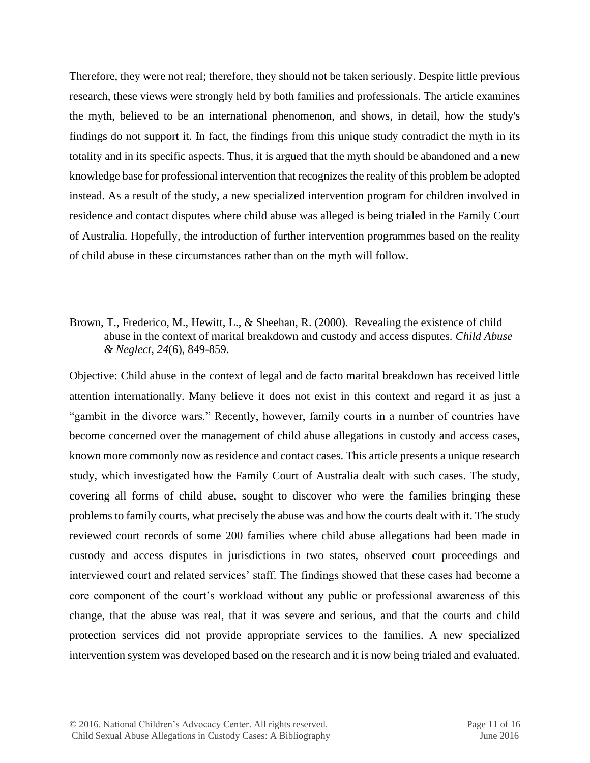Therefore, they were not real; therefore, they should not be taken seriously. Despite little previous research, these views were strongly held by both families and professionals. The article examines the myth, believed to be an international phenomenon, and shows, in detail, how the study's findings do not support it. In fact, the findings from this unique study contradict the myth in its totality and in its specific aspects. Thus, it is argued that the myth should be abandoned and a new knowledge base for professional intervention that recognizes the reality of this problem be adopted instead. As a result of the study, a new specialized intervention program for children involved in residence and contact disputes where child abuse was alleged is being trialed in the Family Court of Australia. Hopefully, the introduction of further intervention programmes based on the reality of child abuse in these circumstances rather than on the myth will follow.

Brown, T., Frederico, M., Hewitt, L., & Sheehan, R. (2000). Revealing the existence of child abuse in the context of marital breakdown and custody and access disputes. *Child Abuse & Neglect*, *24*(6), 849-859.

Objective: Child abuse in the context of legal and de facto marital breakdown has received little attention internationally. Many believe it does not exist in this context and regard it as just a "gambit in the divorce wars." Recently, however, family courts in a number of countries have become concerned over the management of child abuse allegations in custody and access cases, known more commonly now as residence and contact cases. This article presents a unique research study, which investigated how the Family Court of Australia dealt with such cases. The study, covering all forms of child abuse, sought to discover who were the families bringing these problems to family courts, what precisely the abuse was and how the courts dealt with it. The study reviewed court records of some 200 families where child abuse allegations had been made in custody and access disputes in jurisdictions in two states, observed court proceedings and interviewed court and related services' staff. The findings showed that these cases had become a core component of the court's workload without any public or professional awareness of this change, that the abuse was real, that it was severe and serious, and that the courts and child protection services did not provide appropriate services to the families. A new specialized intervention system was developed based on the research and it is now being trialed and evaluated.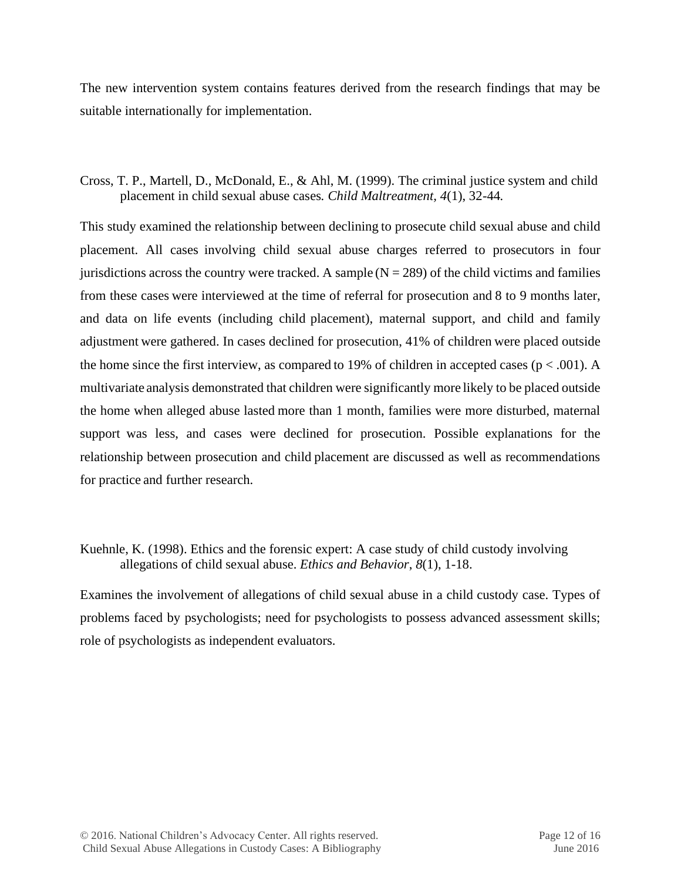The new intervention system contains features derived from the research findings that may be suitable internationally for implementation.

Cross, T. P., Martell, D., McDonald, E., & Ahl, M. (1999). The criminal justice system and child placement in child sexual abuse cases. *Child Maltreatment*, *4*(1), 32-44.

This study examined the relationship between declining to prosecute child sexual abuse and child placement. All cases involving child sexual abuse charges referred to prosecutors in four jurisdictions across the country were tracked. A sample ($N = 289$) of the child victims and families from these cases were interviewed at the time of referral for prosecution and 8 to 9 months later, and data on life events (including child placement), maternal support, and child and family adjustment were gathered. In cases declined for prosecution, 41% of children were placed outside the home since the first interview, as compared to 19% of children in accepted cases ($p < .001$). A multivariate analysis demonstrated that children were significantly more likely to be placed outside the home when alleged abuse lasted more than 1 month, families were more disturbed, maternal support was less, and cases were declined for prosecution. Possible explanations for the relationship between prosecution and child placement are discussed as well as recommendations for practice and further research.

Kuehnle, K. (1998). Ethics and the forensic expert: A case study of child custody involving allegations of child sexual abuse. *Ethics and Behavior*, *8*(1), 1-18.

Examines the involvement of allegations of child sexual abuse in a child custody case. Types of problems faced by psychologists; need for psychologists to possess advanced assessment skills; role of psychologists as independent evaluators.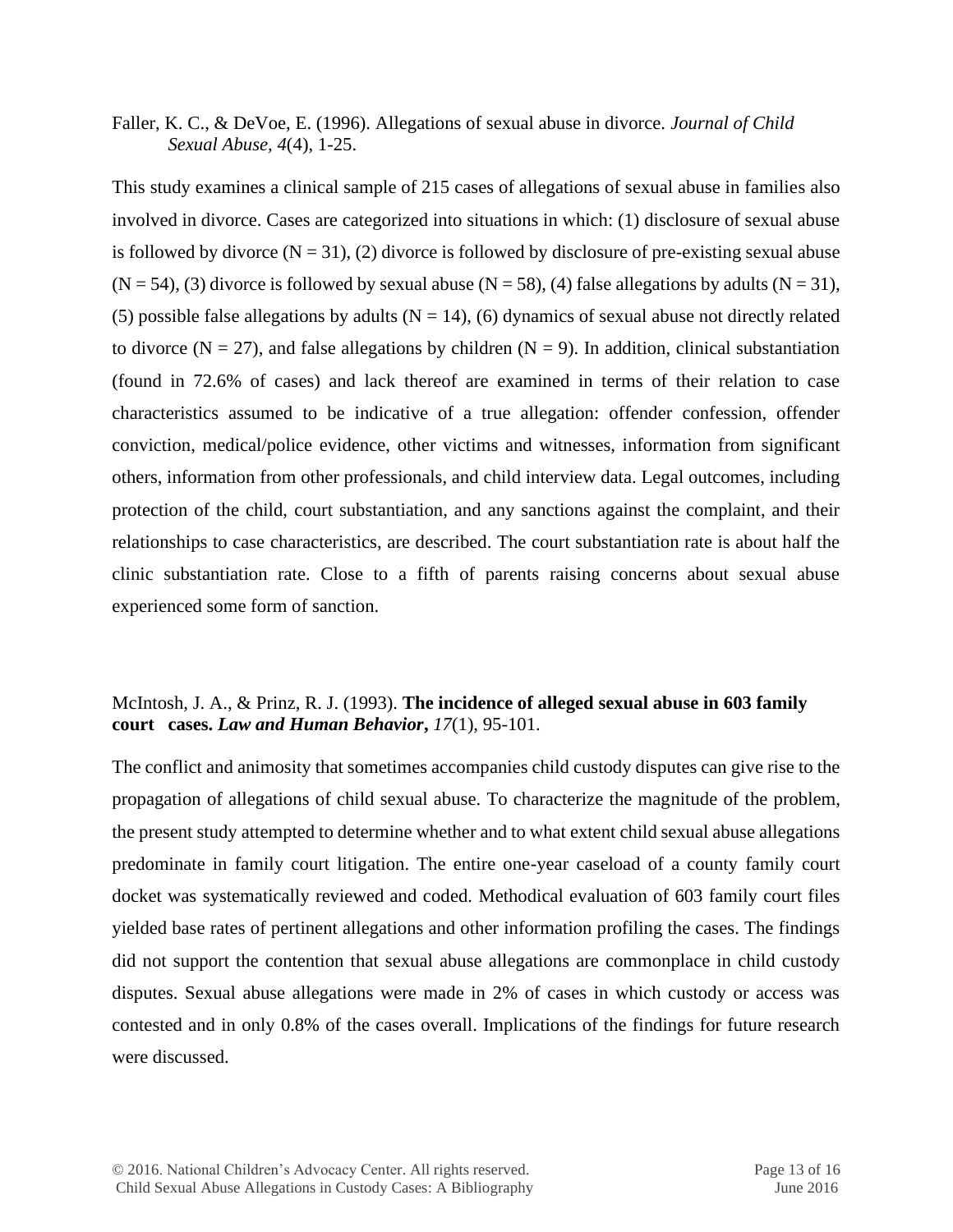Faller, K. C., & DeVoe, E. (1996). Allegations of sexual abuse in divorce. *Journal of Child Sexual Abuse*, *4*(4), 1-25.

This study examines a clinical sample of 215 cases of allegations of sexual abuse in families also involved in divorce. Cases are categorized into situations in which: (1) disclosure of sexual abuse is followed by divorce (N = 31), (2) divorce is followed by disclosure of pre-existing sexual abuse (N = 54), (3) divorce is followed by sexual abuse (N = 58), (4) false allegations by adults (N = 31), (5) possible false allegations by adults (N = 14), (6) dynamics of sexual abuse not directly related to divorce (N = 27), and false allegations by children (N = 9). In addition, clinical substantiation (found in 72.6% of cases) and lack thereof are examined in terms of their relation to case characteristics assumed to be indicative of a true allegation: offender confession, offender conviction, medical/police evidence, other victims and witnesses, information from significant others, information from other professionals, and child interview data. Legal outcomes, including protection of the child, court substantiation, and any sanctions against the complaint, and their relationships to case characteristics, are described. The court substantiation rate is about half the clinic substantiation rate. Close to a fifth of parents raising concerns about sexual abuse experienced some form of sanction.

McIntosh, J. A., & Prinz, R. J. (1993). **The incidence of alleged sexual abuse in 603 family court cases.** ***Law and Human Behavior***, *17*(1), 95-101.

The conflict and animosity that sometimes accompanies child custody disputes can give rise to the propagation of allegations of child sexual abuse. To characterize the magnitude of the problem, the present study attempted to determine whether and to what extent child sexual abuse allegations predominate in family court litigation. The entire one-year caseload of a county family court docket was systematically reviewed and coded. Methodical evaluation of 603 family court files yielded base rates of pertinent allegations and other information profiling the cases. The findings did not support the contention that sexual abuse allegations are commonplace in child custody disputes. Sexual abuse allegations were made in 2% of cases in which custody or access was contested and in only 0.8% of the cases overall. Implications of the findings for future research were discussed.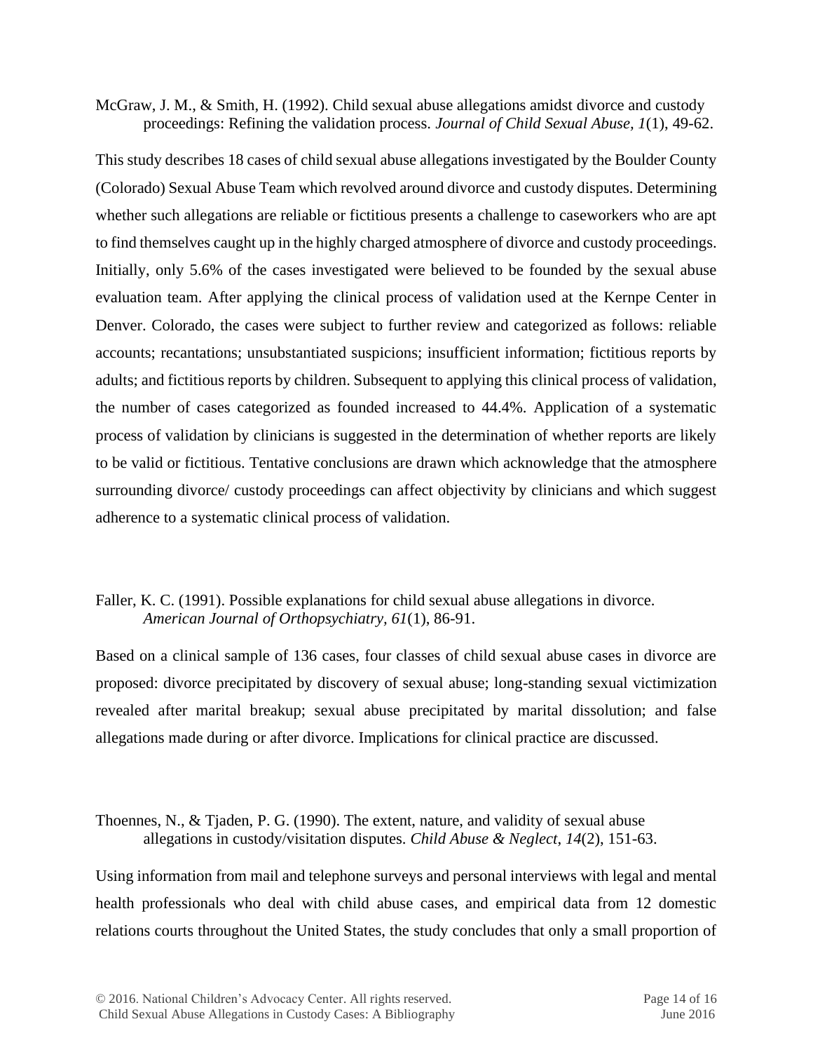McGraw, J. M., & Smith, H. (1992). Child sexual abuse allegations amidst divorce and custody proceedings: Refining the validation process. *Journal of Child Sexual Abuse, 1*(1), 49-62.

This study describes 18 cases of child sexual abuse allegations investigated by the Boulder County (Colorado) Sexual Abuse Team which revolved around divorce and custody disputes. Determining whether such allegations are reliable or fictitious presents a challenge to caseworkers who are apt to find themselves caught up in the highly charged atmosphere of divorce and custody proceedings. Initially, only 5.6% of the cases investigated were believed to be founded by the sexual abuse evaluation team. After applying the clinical process of validation used at the Kernpe Center in Denver. Colorado, the cases were subject to further review and categorized as follows: reliable accounts; recantations; unsubstantiated suspicions; insufficient information; fictitious reports by adults; and fictitious reports by children. Subsequent to applying this clinical process of validation, the number of cases categorized as founded increased to 44.4%. Application of a systematic process of validation by clinicians is suggested in the determination of whether reports are likely to be valid or fictitious. Tentative conclusions are drawn which acknowledge that the atmosphere surrounding divorce/ custody proceedings can affect objectivity by clinicians and which suggest adherence to a systematic clinical process of validation.

Faller, K. C. (1991). Possible explanations for child sexual abuse allegations in divorce. *American Journal of Orthopsychiatry, 61*(1), 86-91.

Based on a clinical sample of 136 cases, four classes of child sexual abuse cases in divorce are proposed: divorce precipitated by discovery of sexual abuse; long-standing sexual victimization revealed after marital breakup; sexual abuse precipitated by marital dissolution; and false allegations made during or after divorce. Implications for clinical practice are discussed.

Thoennes, N., & Tjaden, P. G. (1990). The extent, nature, and validity of sexual abuse allegations in custody/visitation disputes. *Child Abuse & Neglect, 14*(2), 151-63.

Using information from mail and telephone surveys and personal interviews with legal and mental health professionals who deal with child abuse cases, and empirical data from 12 domestic relations courts throughout the United States, the study concludes that only a small proportion of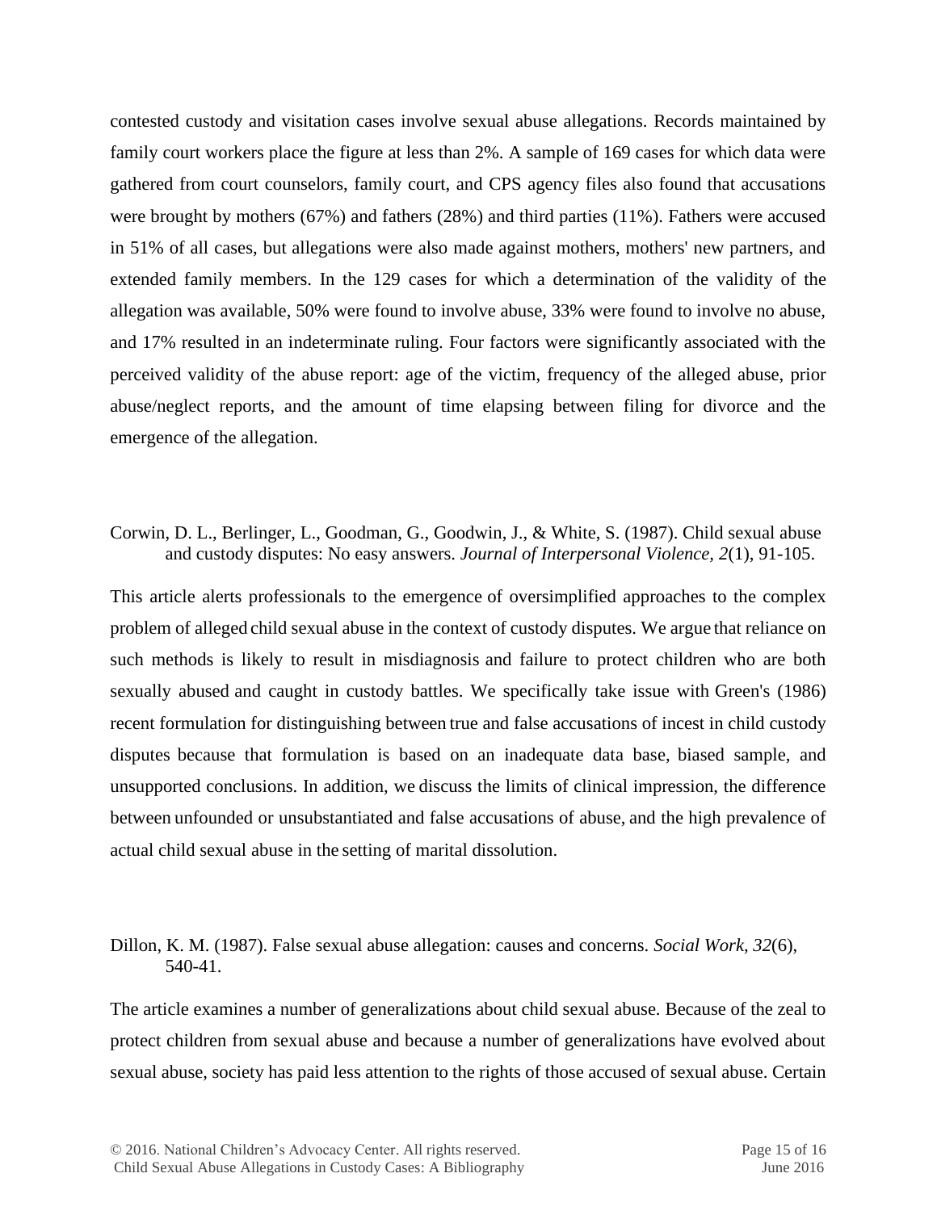contested custody and visitation cases involve sexual abuse allegations. Records maintained by family court workers place the figure at less than 2%. A sample of 169 cases for which data were gathered from court counselors, family court, and CPS agency files also found that accusations were brought by mothers (67%) and fathers (28%) and third parties (11%). Fathers were accused in 51% of all cases, but allegations were also made against mothers, mothers' new partners, and extended family members. In the 129 cases for which a determination of the validity of the allegation was available, 50% were found to involve abuse, 33% were found to involve no abuse, and 17% resulted in an indeterminate ruling. Four factors were significantly associated with the perceived validity of the abuse report: age of the victim, frequency of the alleged abuse, prior abuse/neglect reports, and the amount of time elapsing between filing for divorce and the emergence of the allegation.

Corwin, D. L., Berlinger, L., Goodman, G., Goodwin, J., & White, S. (1987). Child sexual abuse and custody disputes: No easy answers. *Journal of Interpersonal Violence*, *2*(1), 91-105.

This article alerts professionals to the emergence of oversimplified approaches to the complex problem of alleged child sexual abuse in the context of custody disputes. We argue that reliance on such methods is likely to result in misdiagnosis and failure to protect children who are both sexually abused and caught in custody battles. We specifically take issue with Green's (1986) recent formulation for distinguishing between true and false accusations of incest in child custody disputes because that formulation is based on an inadequate data base, biased sample, and unsupported conclusions. In addition, we discuss the limits of clinical impression, the difference between unfounded or unsubstantiated and false accusations of abuse, and the high prevalence of actual child sexual abuse in the setting of marital dissolution.

Dillon, K. M. (1987). False sexual abuse allegation: causes and concerns. *Social Work*, *32*(6), 540-41.

The article examines a number of generalizations about child sexual abuse. Because of the zeal to protect children from sexual abuse and because a number of generalizations have evolved about sexual abuse, society has paid less attention to the rights of those accused of sexual abuse. Certain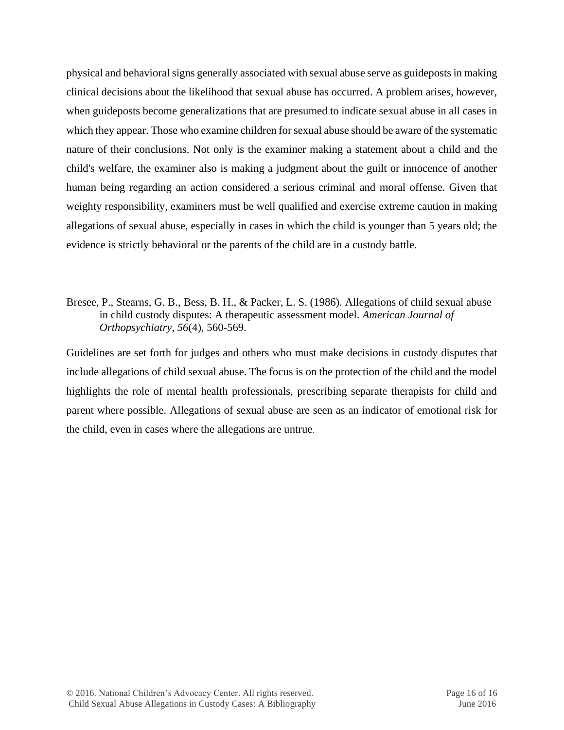physical and behavioral signs generally associated with sexual abuse serve as guideposts in making clinical decisions about the likelihood that sexual abuse has occurred. A problem arises, however, when guideposts become generalizations that are presumed to indicate sexual abuse in all cases in which they appear. Those who examine children for sexual abuse should be aware of the systematic nature of their conclusions. Not only is the examiner making a statement about a child and the child's welfare, the examiner also is making a judgment about the guilt or innocence of another human being regarding an action considered a serious criminal and moral offense. Given that weighty responsibility, examiners must be well qualified and exercise extreme caution in making allegations of sexual abuse, especially in cases in which the child is younger than 5 years old; the evidence is strictly behavioral or the parents of the child are in a custody battle.

Bresee, P., Stearns, G. B., Bess, B. H., & Packer, L. S. (1986). Allegations of child sexual abuse in child custody disputes: A therapeutic assessment model. *American Journal of Orthopsychiatry, 56*(4), 560-569.

Guidelines are set forth for judges and others who must make decisions in custody disputes that include allegations of child sexual abuse. The focus is on the protection of the child and the model highlights the role of mental health professionals, prescribing separate therapists for child and parent where possible. Allegations of sexual abuse are seen as an indicator of emotional risk for the child, even in cases where the allegations are untrue.